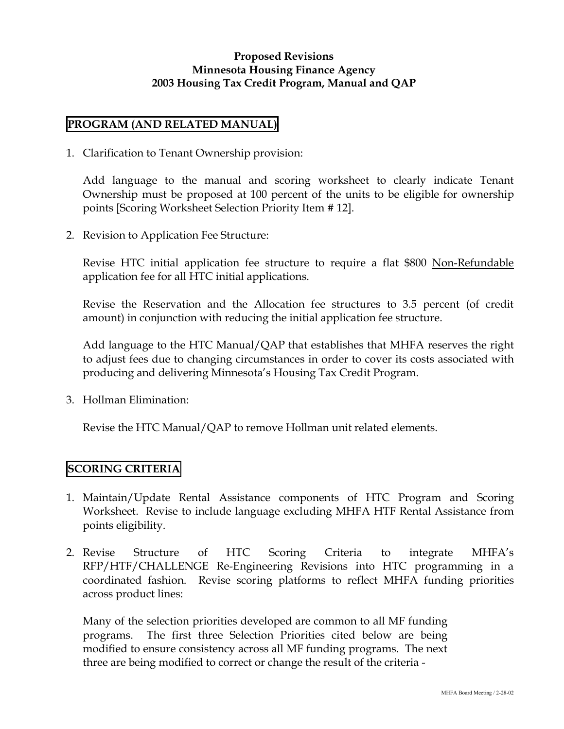**Proposed Revisions**
**Minnesota Housing Finance Agency**
**2003 Housing Tax Credit Program, Manual and QAP**

## PROGRAM (AND RELATED MANUAL)

1. Clarification to Tenant Ownership provision:

   Add language to the manual and scoring worksheet to clearly indicate Tenant Ownership must be proposed at 100 percent of the units to be eligible for ownership points [Scoring Worksheet Selection Priority Item # 12].

2. Revision to Application Fee Structure:

   Revise HTC initial application fee structure to require a flat $800 <u>Non-Refundable</u> application fee for all HTC initial applications.

   Revise the Reservation and the Allocation fee structures to 3.5 percent (of credit amount) in conjunction with reducing the initial application fee structure.

   Add language to the HTC Manual/QAP that establishes that MHFA reserves the right to adjust fees due to changing circumstances in order to cover its costs associated with producing and delivering Minnesota's Housing Tax Credit Program.

3. Hollman Elimination:

   Revise the HTC Manual/QAP to remove Hollman unit related elements.

## SCORING CRITERIA

1. Maintain/Update Rental Assistance components of HTC Program and Scoring Worksheet. Revise to include language excluding MHFA HTF Rental Assistance from points eligibility.

2. Revise Structure of HTC Scoring Criteria to integrate MHFA's RFP/HTF/CHALLENGE Re-Engineering Revisions into HTC programming in a coordinated fashion. Revise scoring platforms to reflect MHFA funding priorities across product lines:

   Many of the selection priorities developed are common to all MF funding programs. The first three Selection Priorities cited below are being modified to ensure consistency across all MF funding programs. The next three are being modified to correct or change the result of the criteria -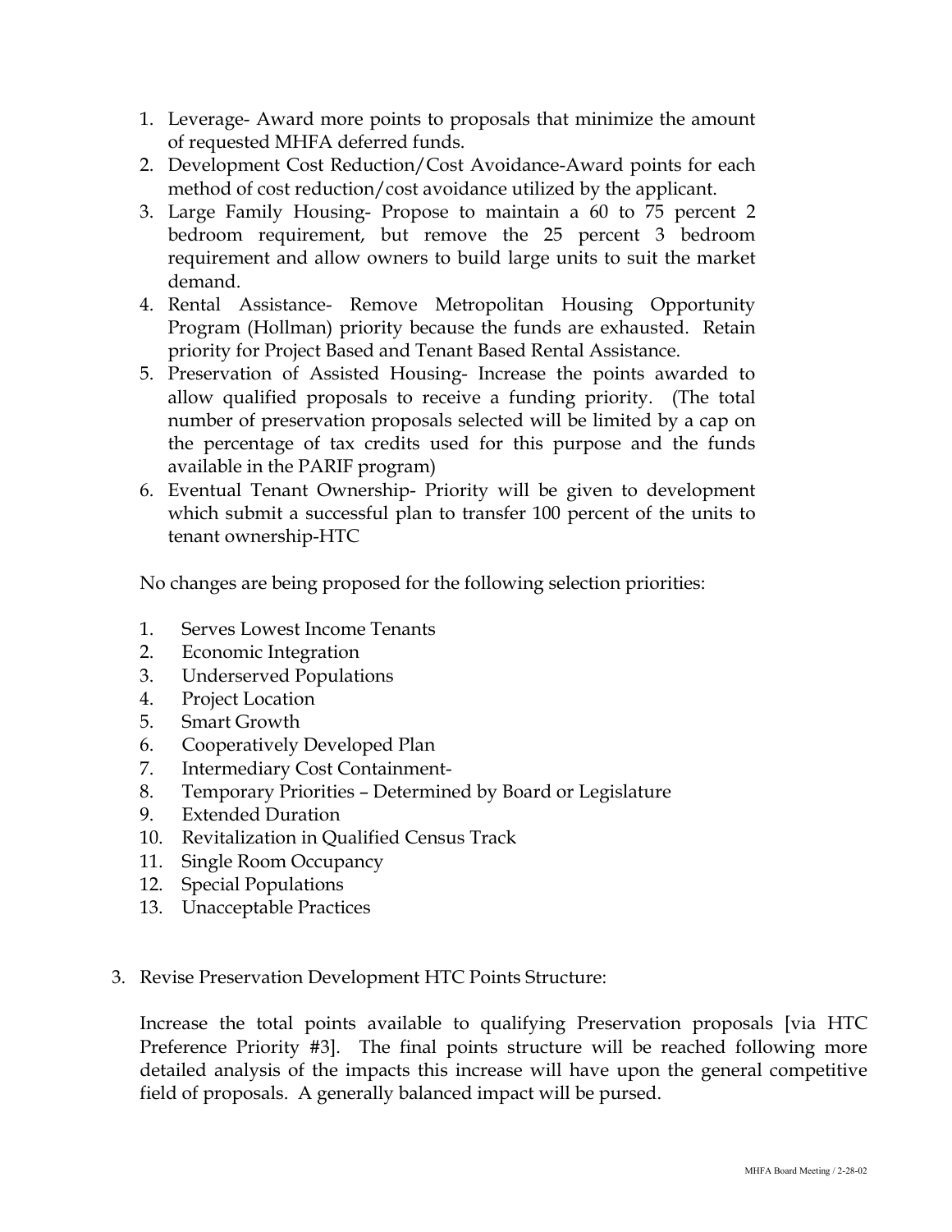1. Leverage- Award more points to proposals that minimize the amount of requested MHFA deferred funds.
2. Development Cost Reduction/Cost Avoidance-Award points for each method of cost reduction/cost avoidance utilized by the applicant.
3. Large Family Housing- Propose to maintain a 60 to 75 percent 2 bedroom requirement, but remove the 25 percent 3 bedroom requirement and allow owners to build large units to suit the market demand.
4. Rental Assistance- Remove Metropolitan Housing Opportunity Program (Hollman) priority because the funds are exhausted. Retain priority for Project Based and Tenant Based Rental Assistance.
5. Preservation of Assisted Housing- Increase the points awarded to allow qualified proposals to receive a funding priority. (The total number of preservation proposals selected will be limited by a cap on the percentage of tax credits used for this purpose and the funds available in the PARIF program)
6. Eventual Tenant Ownership- Priority will be given to development which submit a successful plan to transfer 100 percent of the units to tenant ownership-HTC

No changes are being proposed for the following selection priorities:

1. Serves Lowest Income Tenants
2. Economic Integration
3. Underserved Populations
4. Project Location
5. Smart Growth
6. Cooperatively Developed Plan
7. Intermediary Cost Containment-
8. Temporary Priorities – Determined by Board or Legislature
9. Extended Duration
10. Revitalization in Qualified Census Track
11. Single Room Occupancy
12. Special Populations
13. Unacceptable Practices

3. Revise Preservation Development HTC Points Structure:

   Increase the total points available to qualifying Preservation proposals [via HTC Preference Priority #3]. The final points structure will be reached following more detailed analysis of the impacts this increase will have upon the general competitive field of proposals. A generally balanced impact will be pursed.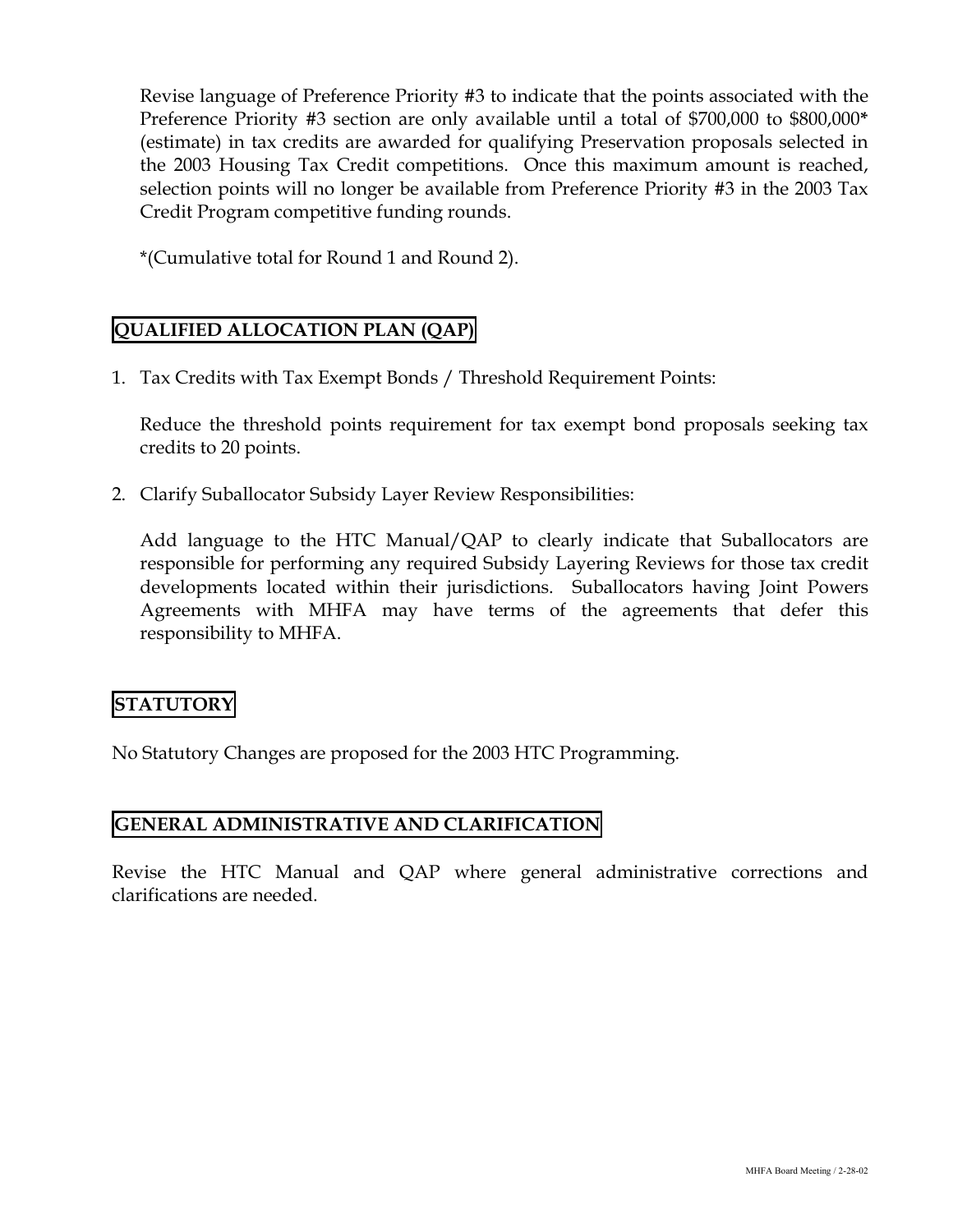Revise language of Preference Priority #3 to indicate that the points associated with the Preference Priority #3 section are only available until a total of $700,000 to $800,000* (estimate) in tax credits are awarded for qualifying Preservation proposals selected in the 2003 Housing Tax Credit competitions. Once this maximum amount is reached, selection points will no longer be available from Preference Priority #3 in the 2003 Tax Credit Program competitive funding rounds.

*(Cumulative total for Round 1 and Round 2).

## QUALIFIED ALLOCATION PLAN (QAP)

1. Tax Credits with Tax Exempt Bonds / Threshold Requirement Points:

   Reduce the threshold points requirement for tax exempt bond proposals seeking tax credits to 20 points.

2. Clarify Suballocator Subsidy Layer Review Responsibilities:

   Add language to the HTC Manual/QAP to clearly indicate that Suballocators are responsible for performing any required Subsidy Layering Reviews for those tax credit developments located within their jurisdictions. Suballocators having Joint Powers Agreements with MHFA may have terms of the agreements that defer this responsibility to MHFA.

## STATUTORY

No Statutory Changes are proposed for the 2003 HTC Programming.

## GENERAL ADMINISTRATIVE AND CLARIFICATION

Revise the HTC Manual and QAP where general administrative corrections and clarifications are needed.